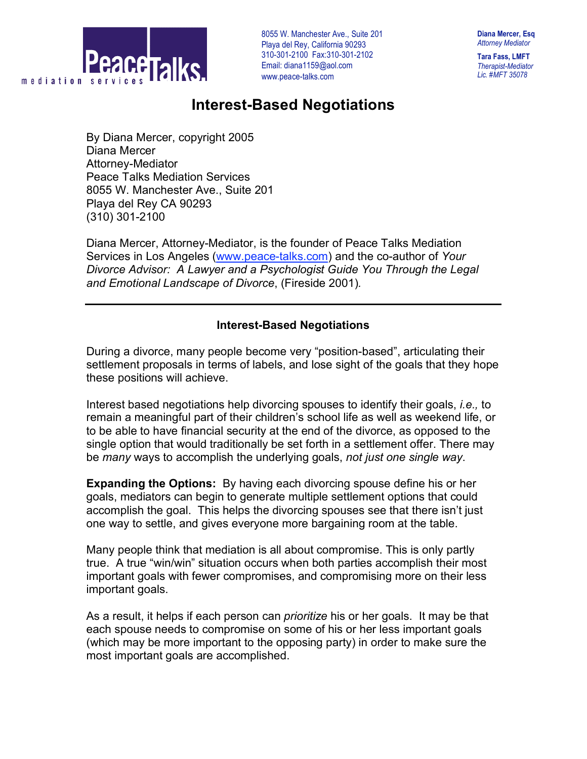PeaceTalks mediation services

8055 W. Manchester Ave., Suite 201
Playa del Rey, California 90293
310-301-2100 Fax:310-301-2102
Email: diana1159@aol.com
www.peace-talks.com

**Diana Mercer, Esq**
*Attorney Mediator*

**Tara Fass, LMFT**
*Therapist-Mediator*
*Lic. #MFT 35078*

# Interest-Based Negotiations

By Diana Mercer, copyright 2005
Diana Mercer
Attorney-Mediator
Peace Talks Mediation Services
8055 W. Manchester Ave., Suite 201
Playa del Rey CA 90293
(310) 301-2100

Diana Mercer, Attorney-Mediator, is the founder of Peace Talks Mediation Services in Los Angeles (www.peace-talks.com) and the co-author of *Your Divorce Advisor: A Lawyer and a Psychologist Guide You Through the Legal and Emotional Landscape of Divorce*, (Fireside 2001).

---

## Interest-Based Negotiations

During a divorce, many people become very "position-based", articulating their settlement proposals in terms of labels, and lose sight of the goals that they hope these positions will achieve.

Interest based negotiations help divorcing spouses to identify their goals, *i.e.,* to remain a meaningful part of their children's school life as well as weekend life, or to be able to have financial security at the end of the divorce, as opposed to the single option that would traditionally be set forth in a settlement offer. There may be *many* ways to accomplish the underlying goals, *not just one single way*.

**Expanding the Options:** By having each divorcing spouse define his or her goals, mediators can begin to generate multiple settlement options that could accomplish the goal. This helps the divorcing spouses see that there isn't just one way to settle, and gives everyone more bargaining room at the table.

Many people think that mediation is all about compromise. This is only partly true. A true "win/win" situation occurs when both parties accomplish their most important goals with fewer compromises, and compromising more on their less important goals.

As a result, it helps if each person can *prioritize* his or her goals. It may be that each spouse needs to compromise on some of his or her less important goals (which may be more important to the opposing party) in order to make sure the most important goals are accomplished.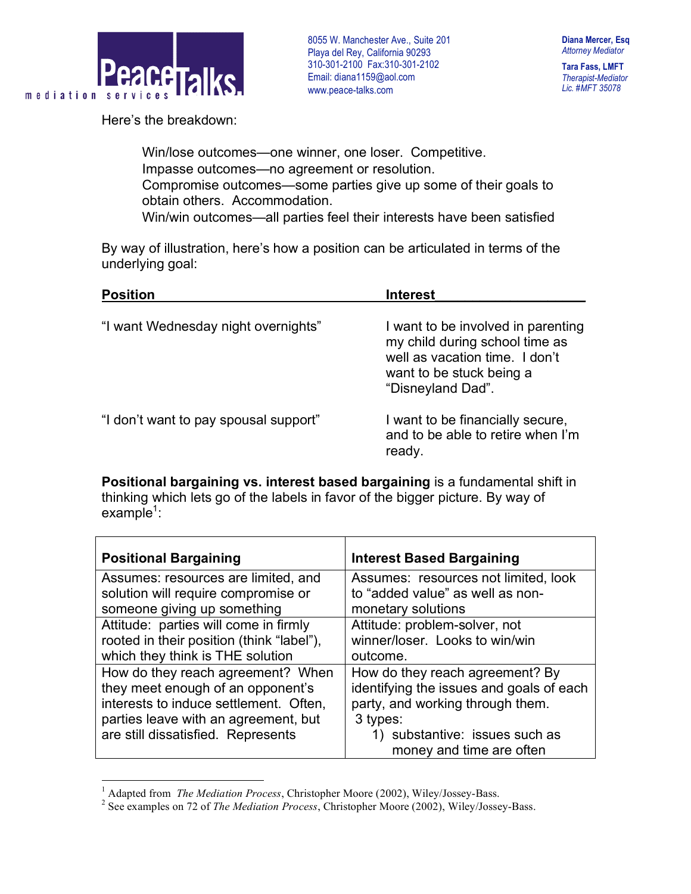Here's the breakdown:

> Win/lose outcomes—one winner, one loser. Competitive.
> Impasse outcomes—no agreement or resolution.
> Compromise outcomes—some parties give up some of their goals to obtain others. Accommodation.
> Win/win outcomes—all parties feel their interests have been satisfied

By way of illustration, here's how a position can be articulated in terms of the underlying goal:

| Position | Interest |
|---|---|
| "I want Wednesday night overnights" | I want to be involved in parenting my child during school time as well as vacation time. I don't want to be stuck being a "Disneyland Dad". |
| "I don't want to pay spousal support" | I want to be financially secure, and to be able to retire when I'm ready. |

**Positional bargaining vs. interest based bargaining** is a fundamental shift in thinking which lets go of the labels in favor of the bigger picture. By way of example[1]:

| Positional Bargaining | Interest Based Bargaining |
|---|---|
| Assumes: resources are limited, and solution will require compromise or someone giving up something | Assumes: resources not limited, look to "added value" as well as non-monetary solutions |
| Attitude: parties will come in firmly rooted in their position (think "label"), which they think is THE solution | Attitude: problem-solver, not winner/loser. Looks to win/win outcome. |
| How do they reach agreement? When they meet enough of an opponent's interests to induce settlement. Often, parties leave with an agreement, but are still dissatisfied. Represents | How do they reach agreement? By identifying the issues and goals of each party, and working through them. 3 types: 1) substantive: issues such as money and time are often |

[1] Adapted from *The Mediation Process*, Christopher Moore (2002), Wiley/Jossey-Bass.
[2] See examples on 72 of *The Mediation Process*, Christopher Moore (2002), Wiley/Jossey-Bass.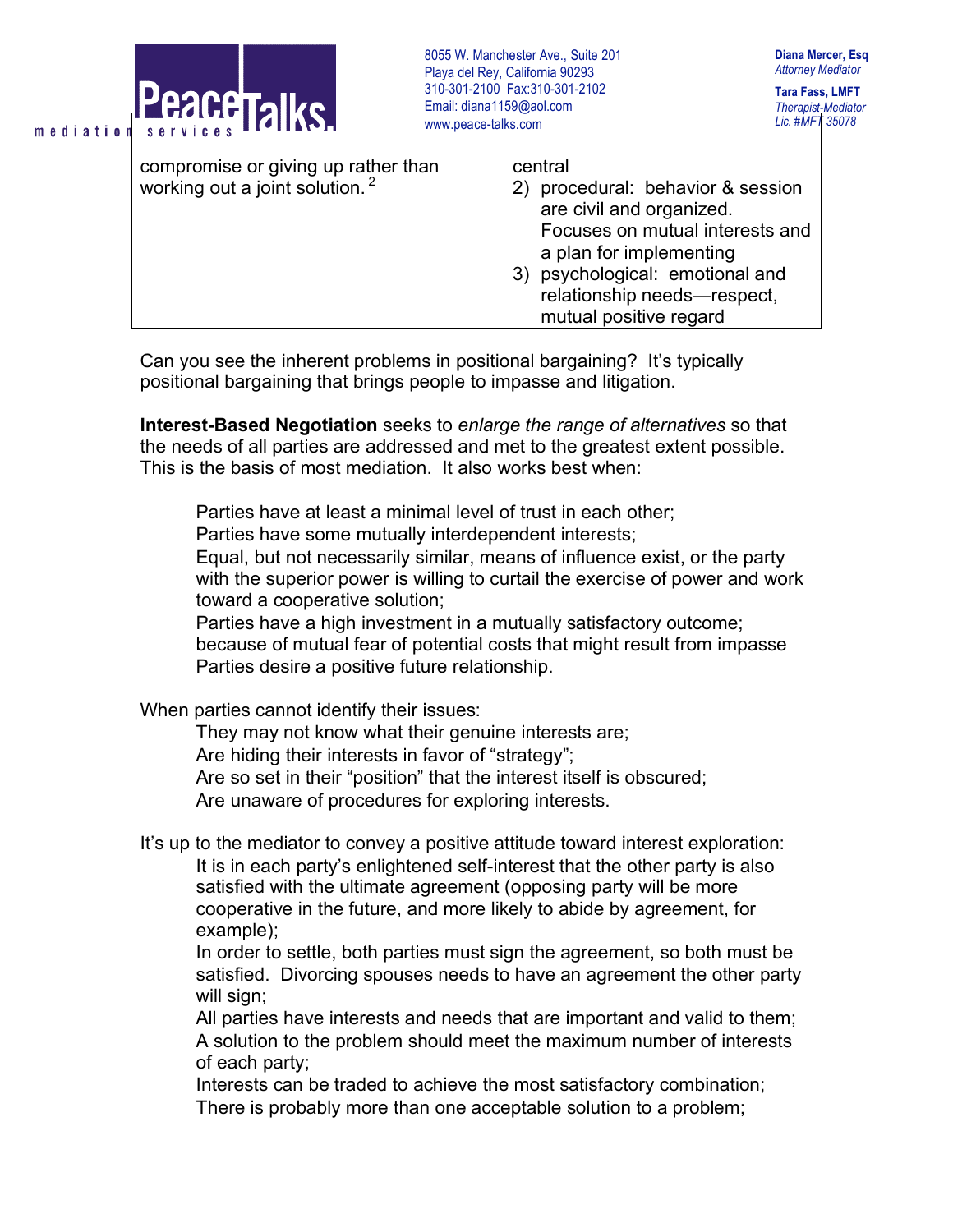| compromise or giving up rather than working out a joint solution.[2] | central<br>2) procedural: behavior & session are civil and organized. Focuses on mutual interests and a plan for implementing<br>3) psychological: emotional and relationship needs—respect, mutual positive regard |
|---|---|

Can you see the inherent problems in positional bargaining? It's typically positional bargaining that brings people to impasse and litigation.

**Interest-Based Negotiation** seeks to *enlarge the range of alternatives* so that the needs of all parties are addressed and met to the greatest extent possible. This is the basis of most mediation. It also works best when:

> Parties have at least a minimal level of trust in each other;
> Parties have some mutually interdependent interests;
> Equal, but not necessarily similar, means of influence exist, or the party with the superior power is willing to curtail the exercise of power and work toward a cooperative solution;
> Parties have a high investment in a mutually satisfactory outcome; because of mutual fear of potential costs that might result from impasse
> Parties desire a positive future relationship.

When parties cannot identify their issues:

> They may not know what their genuine interests are;
> Are hiding their interests in favor of "strategy";
> Are so set in their "position" that the interest itself is obscured;
> Are unaware of procedures for exploring interests.

It's up to the mediator to convey a positive attitude toward interest exploration:

> It is in each party's enlightened self-interest that the other party is also satisfied with the ultimate agreement (opposing party will be more cooperative in the future, and more likely to abide by agreement, for example);
> In order to settle, both parties must sign the agreement, so both must be satisfied. Divorcing spouses needs to have an agreement the other party will sign;
> All parties have interests and needs that are important and valid to them;
> A solution to the problem should meet the maximum number of interests of each party;
> Interests can be traded to achieve the most satisfactory combination;
> There is probably more than one acceptable solution to a problem;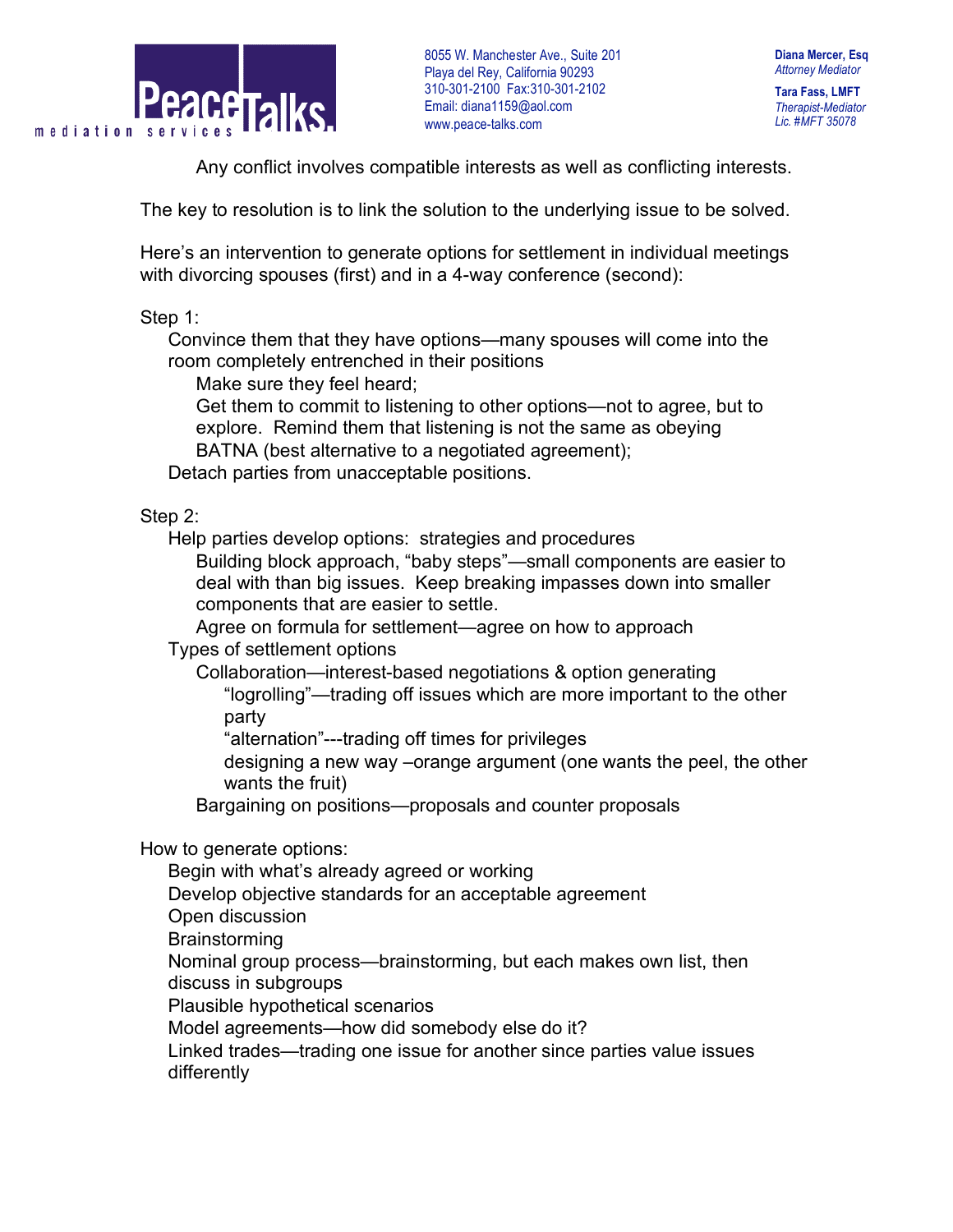Any conflict involves compatible interests as well as conflicting interests.

The key to resolution is to link the solution to the underlying issue to be solved.

Here's an intervention to generate options for settlement in individual meetings with divorcing spouses (first) and in a 4-way conference (second):

Step 1:

- Convince them that they have options—many spouses will come into the room completely entrenched in their positions
  - Make sure they feel heard;
  - Get them to commit to listening to other options—not to agree, but to explore. Remind them that listening is not the same as obeying
  - BATNA (best alternative to a negotiated agreement);
- Detach parties from unacceptable positions.

Step 2:

- Help parties develop options: strategies and procedures
  - Building block approach, "baby steps"—small components are easier to deal with than big issues. Keep breaking impasses down into smaller components that are easier to settle.
  - Agree on formula for settlement—agree on how to approach
- Types of settlement options
  - Collaboration—interest-based negotiations & option generating
    - "logrolling"—trading off issues which are more important to the other party
    - "alternation"---trading off times for privileges
    - designing a new way –orange argument (one wants the peel, the other wants the fruit)
  - Bargaining on positions—proposals and counter proposals

How to generate options:

- Begin with what's already agreed or working
- Develop objective standards for an acceptable agreement
- Open discussion
- Brainstorming
- Nominal group process—brainstorming, but each makes own list, then discuss in subgroups
- Plausible hypothetical scenarios
- Model agreements—how did somebody else do it?
- Linked trades—trading one issue for another since parties value issues differently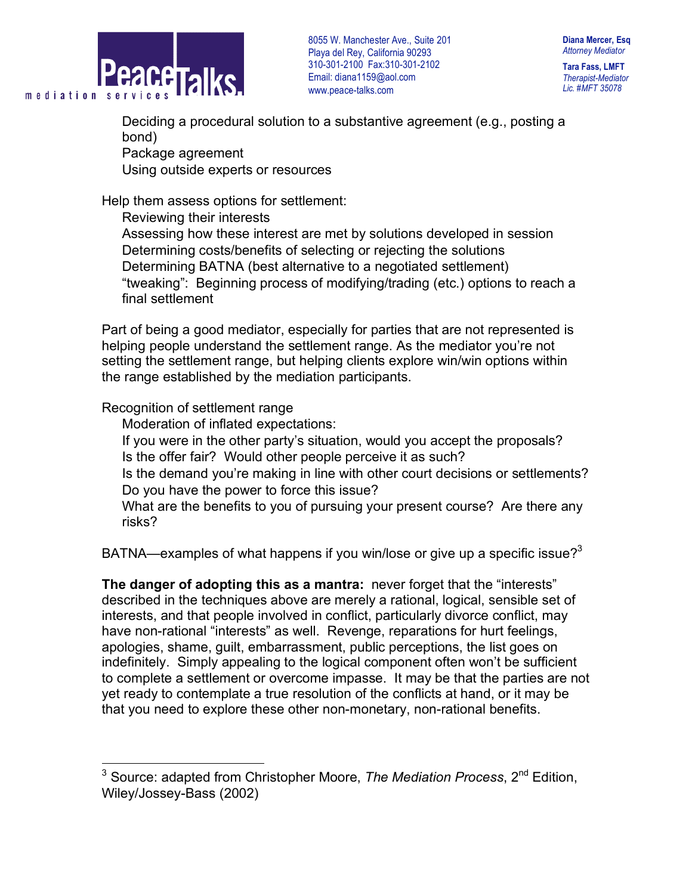Deciding a procedural solution to a substantive agreement (e.g., posting a bond)
Package agreement
Using outside experts or resources

Help them assess options for settlement:

- Reviewing their interests
- Assessing how these interest are met by solutions developed in session
- Determining costs/benefits of selecting or rejecting the solutions
- Determining BATNA (best alternative to a negotiated settlement)
- "tweaking": Beginning process of modifying/trading (etc.) options to reach a final settlement

Part of being a good mediator, especially for parties that are not represented is helping people understand the settlement range. As the mediator you're not setting the settlement range, but helping clients explore win/win options within the range established by the mediation participants.

Recognition of settlement range

- Moderation of inflated expectations:
- If you were in the other party's situation, would you accept the proposals?
- Is the offer fair? Would other people perceive it as such?
- Is the demand you're making in line with other court decisions or settlements?
- Do you have the power to force this issue?
- What are the benefits to you of pursuing your present course? Are there any risks?

BATNA—examples of what happens if you win/lose or give up a specific issue?[3]

**The danger of adopting this as a mantra:** never forget that the "interests" described in the techniques above are merely a rational, logical, sensible set of interests, and that people involved in conflict, particularly divorce conflict, may have non-rational "interests" as well. Revenge, reparations for hurt feelings, apologies, shame, guilt, embarrassment, public perceptions, the list goes on indefinitely. Simply appealing to the logical component often won't be sufficient to complete a settlement or overcome impasse. It may be that the parties are not yet ready to contemplate a true resolution of the conflicts at hand, or it may be that you need to explore these other non-monetary, non-rational benefits.

---

[3] Source: adapted from Christopher Moore, *The Mediation Process*, 2nd Edition, Wiley/Jossey-Bass (2002)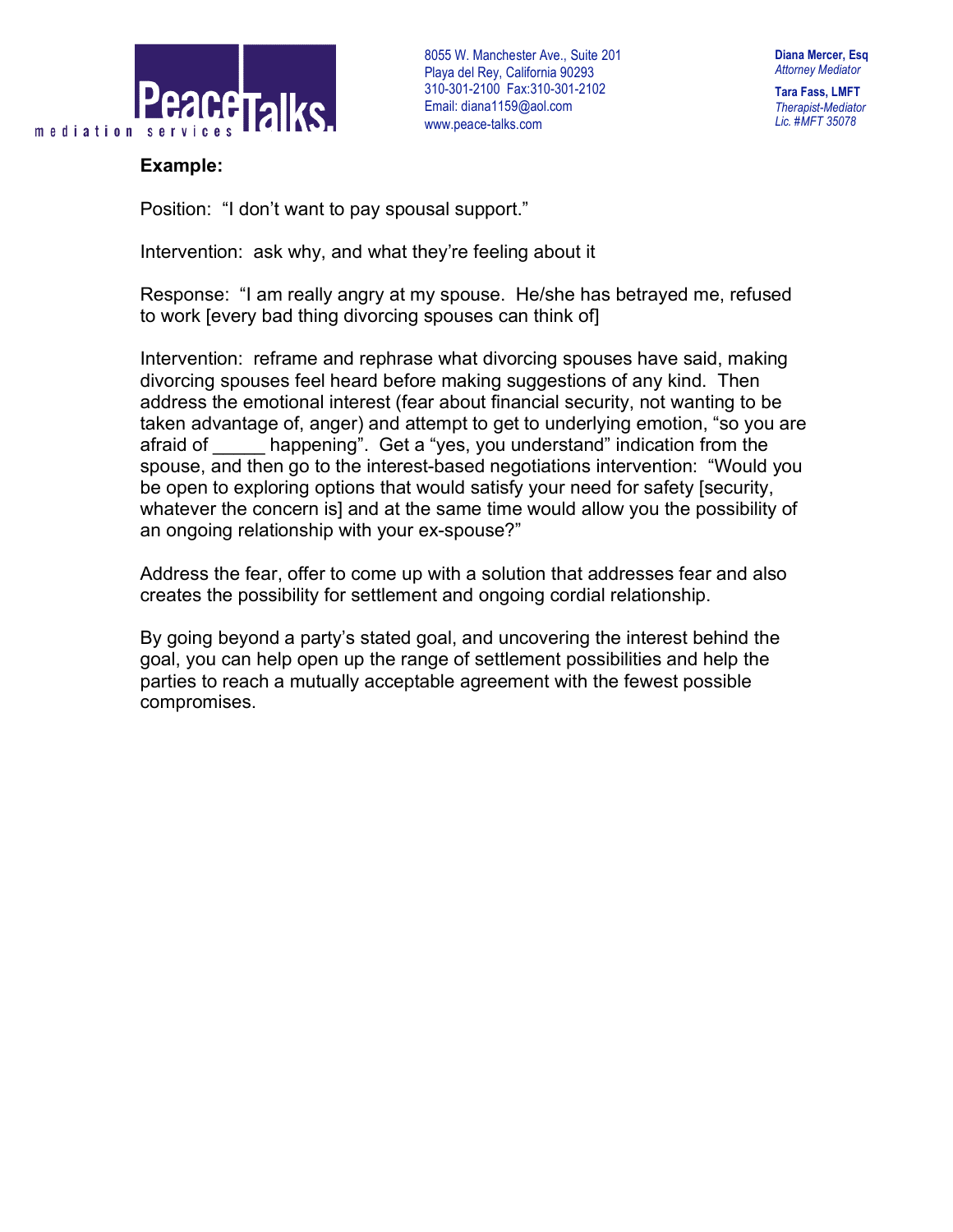**Example:**

Position: "I don't want to pay spousal support."

Intervention: ask why, and what they're feeling about it

Response: "I am really angry at my spouse. He/she has betrayed me, refused to work [every bad thing divorcing spouses can think of]

Intervention: reframe and rephrase what divorcing spouses have said, making divorcing spouses feel heard before making suggestions of any kind. Then address the emotional interest (fear about financial security, not wanting to be taken advantage of, anger) and attempt to get to underlying emotion, "so you are afraid of _____ happening". Get a "yes, you understand" indication from the spouse, and then go to the interest-based negotiations intervention: "Would you be open to exploring options that would satisfy your need for safety [security, whatever the concern is] and at the same time would allow you the possibility of an ongoing relationship with your ex-spouse?"

Address the fear, offer to come up with a solution that addresses fear and also creates the possibility for settlement and ongoing cordial relationship.

By going beyond a party's stated goal, and uncovering the interest behind the goal, you can help open up the range of settlement possibilities and help the parties to reach a mutually acceptable agreement with the fewest possible compromises.